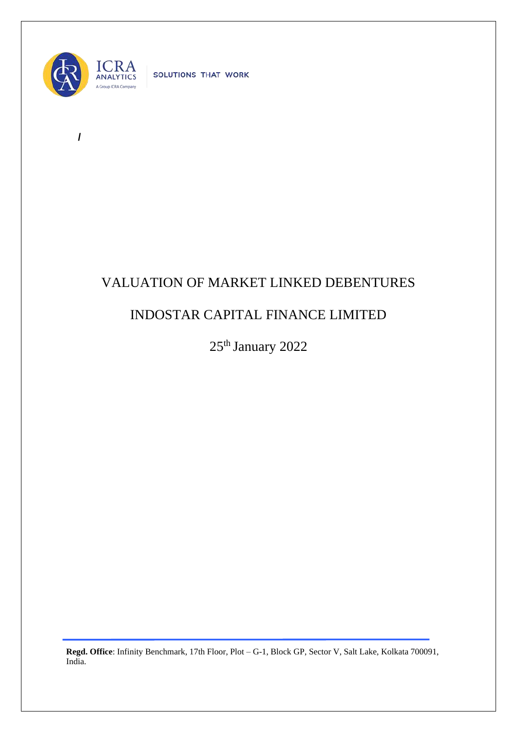ICRA ANALYTICS
A Group ICRA Company

SOLUTIONS THAT WORK

/

# VALUATION OF MARKET LINKED DEBENTURES

## INDOSTAR CAPITAL FINANCE LIMITED

25th January 2022

**Regd. Office**: Infinity Benchmark, 17th Floor, Plot – G-1, Block GP, Sector V, Salt Lake, Kolkata 700091, India.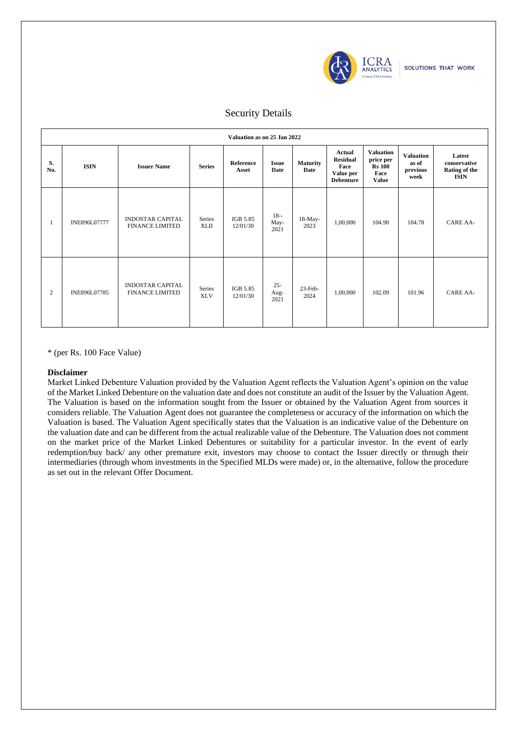## Security Details

| Valuation as on 25 Jan 2022 | | | | | | | | | | |
|---|---|---|---|---|---|---|---|---|---|---|
| **S. No.** | **ISIN** | **Issuer Name** | **Series** | **Reference Asset** | **Issue Date** | **Maturity Date** | **Actual Residual Face Value per Debenture** | **Valuation price per Rs 100 Face Value** | **Valuation as of previous week** | **Latest conservative Rating of the ISIN** |
| 1 | INE896L07777 | INDOSTAR CAPITAL FINANCE LIMITED | Series XLII | IGB 5.85 12/01/30 | 18--May-2021 | 18-May-2023 | 1,00,000 | 104.90 | 104.78 | CARE AA- |
| 2 | INE896L07785 | INDOSTAR CAPITAL FINANCE LIMITED | Series XLV | IGB 5.85 12/01/30 | 25-Aug-2021 | 23-Feb-2024 | 1,00,000 | 102.09 | 101.96 | CARE AA- |

* (per Rs. 100 Face Value)

**Disclaimer**

Market Linked Debenture Valuation provided by the Valuation Agent reflects the Valuation Agent's opinion on the value of the Market Linked Debenture on the valuation date and does not constitute an audit of the Issuer by the Valuation Agent. The Valuation is based on the information sought from the Issuer or obtained by the Valuation Agent from sources it considers reliable. The Valuation Agent does not guarantee the completeness or accuracy of the information on which the Valuation is based. The Valuation Agent specifically states that the Valuation is an indicative value of the Debenture on the valuation date and can be different from the actual realizable value of the Debenture. The Valuation does not comment on the market price of the Market Linked Debentures or suitability for a particular investor. In the event of early redemption/buy back/ any other premature exit, investors may choose to contact the Issuer directly or through their intermediaries (through whom investments in the Specified MLDs were made) or, in the alternative, follow the procedure as set out in the relevant Offer Document.